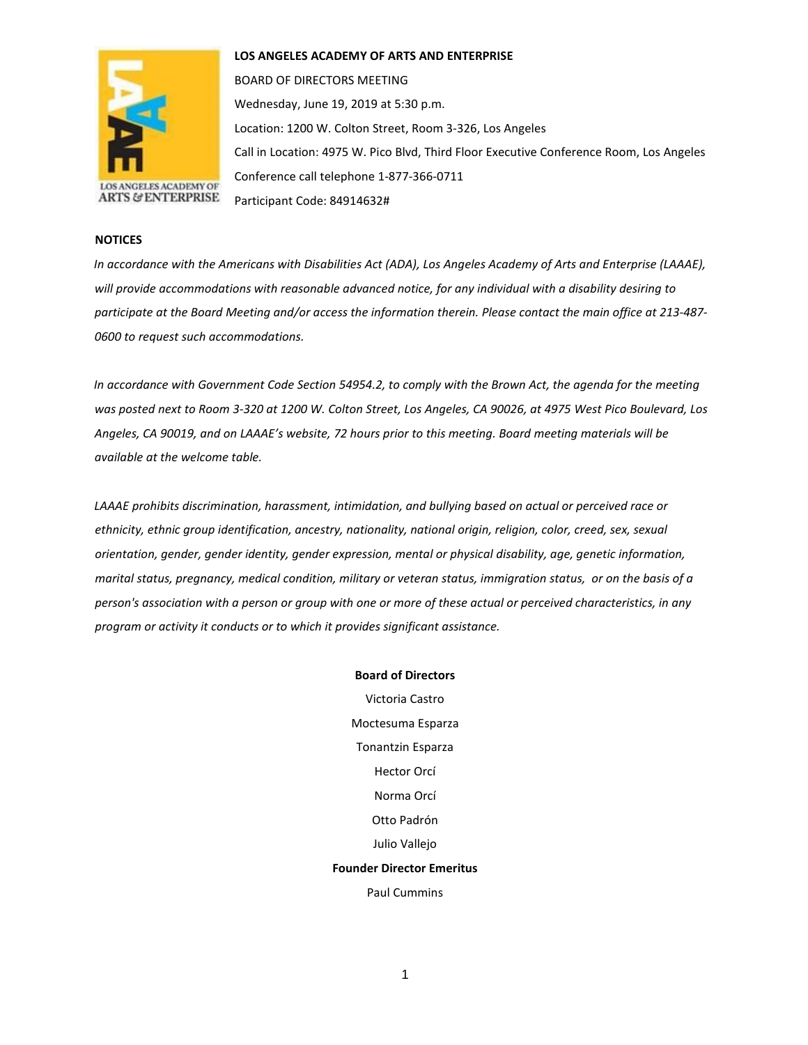**LOS ANGELES ACADEMY OF ARTS AND ENTERPRISE**

BOARD OF DIRECTORS MEETING

Wednesday, June 19, 2019 at 5:30 p.m.

Location: 1200 W. Colton Street, Room 3-326, Los Angeles

Call in Location: 4975 W. Pico Blvd, Third Floor Executive Conference Room, Los Angeles

Conference call telephone 1-877-366-0711

Participant Code: 84914632#

**NOTICES**

*In accordance with the Americans with Disabilities Act (ADA), Los Angeles Academy of Arts and Enterprise (LAAAE), will provide accommodations with reasonable advanced notice, for any individual with a disability desiring to participate at the Board Meeting and/or access the information therein. Please contact the main office at 213-487-0600 to request such accommodations.*

*In accordance with Government Code Section 54954.2, to comply with the Brown Act, the agenda for the meeting was posted next to Room 3-320 at 1200 W. Colton Street, Los Angeles, CA 90026, at 4975 West Pico Boulevard, Los Angeles, CA 90019, and on LAAAE's website, 72 hours prior to this meeting. Board meeting materials will be available at the welcome table.*

*LAAAE prohibits discrimination, harassment, intimidation, and bullying based on actual or perceived race or ethnicity, ethnic group identification, ancestry, nationality, national origin, religion, color, creed, sex, sexual orientation, gender, gender identity, gender expression, mental or physical disability, age, genetic information, marital status, pregnancy, medical condition, military or veteran status, immigration status, or on the basis of a person's association with a person or group with one or more of these actual or perceived characteristics, in any program or activity it conducts or to which it provides significant assistance.*

**Board of Directors**

Victoria Castro

Moctesuma Esparza

Tonantzin Esparza

Hector Orcí

Norma Orcí

Otto Padrón

Julio Vallejo

**Founder Director Emeritus**

Paul Cummins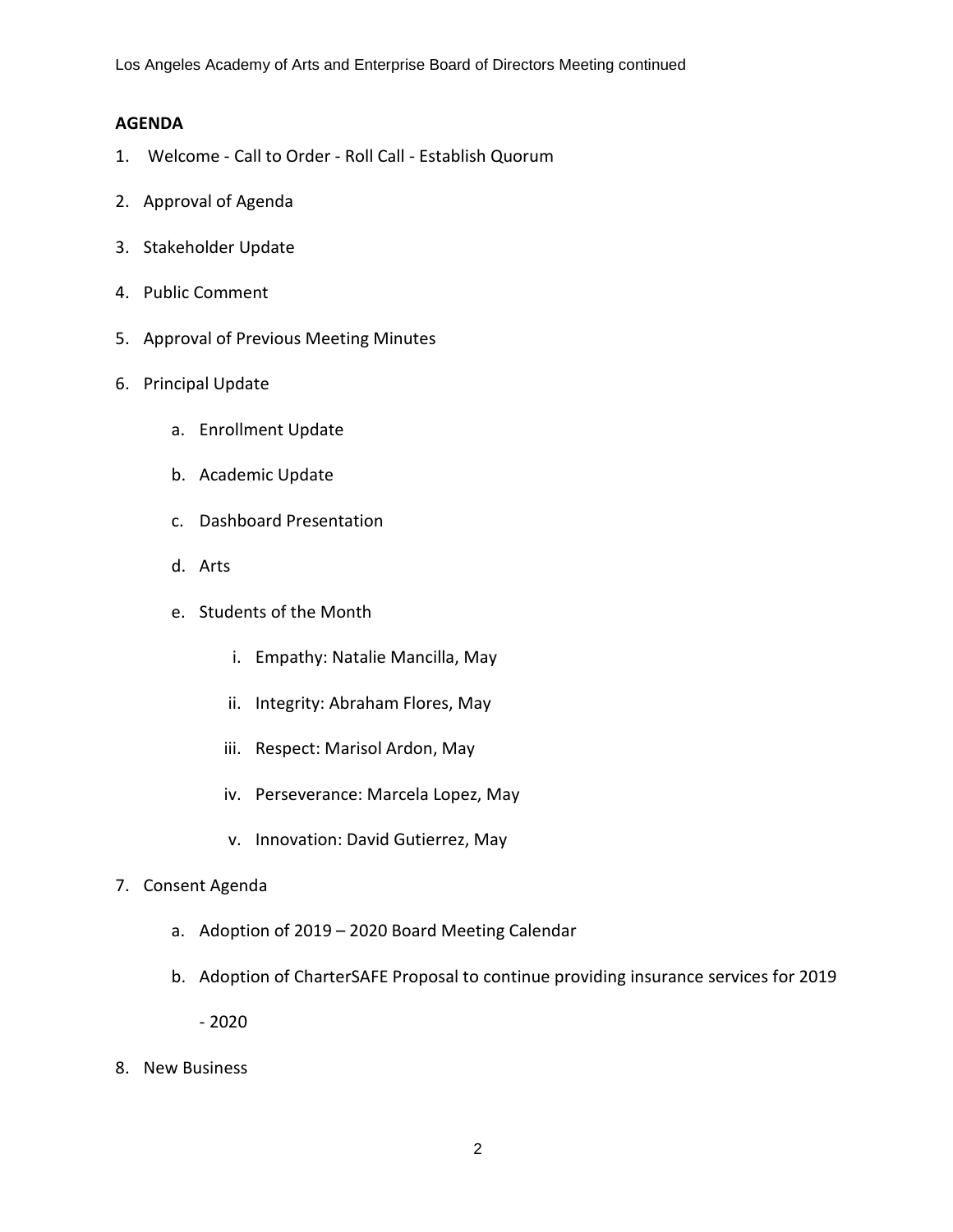**AGENDA**

1. Welcome - Call to Order - Roll Call - Establish Quorum
2. Approval of Agenda
3. Stakeholder Update
4. Public Comment
5. Approval of Previous Meeting Minutes
6. Principal Update
    a. Enrollment Update
    b. Academic Update
    c. Dashboard Presentation
    d. Arts
    e. Students of the Month
        i. Empathy: Natalie Mancilla, May
        ii. Integrity: Abraham Flores, May
        iii. Respect: Marisol Ardon, May
        iv. Perseverance: Marcela Lopez, May
        v. Innovation: David Gutierrez, May
7. Consent Agenda
    a. Adoption of 2019 – 2020 Board Meeting Calendar
    b. Adoption of CharterSAFE Proposal to continue providing insurance services for 2019 - 2020
8. New Business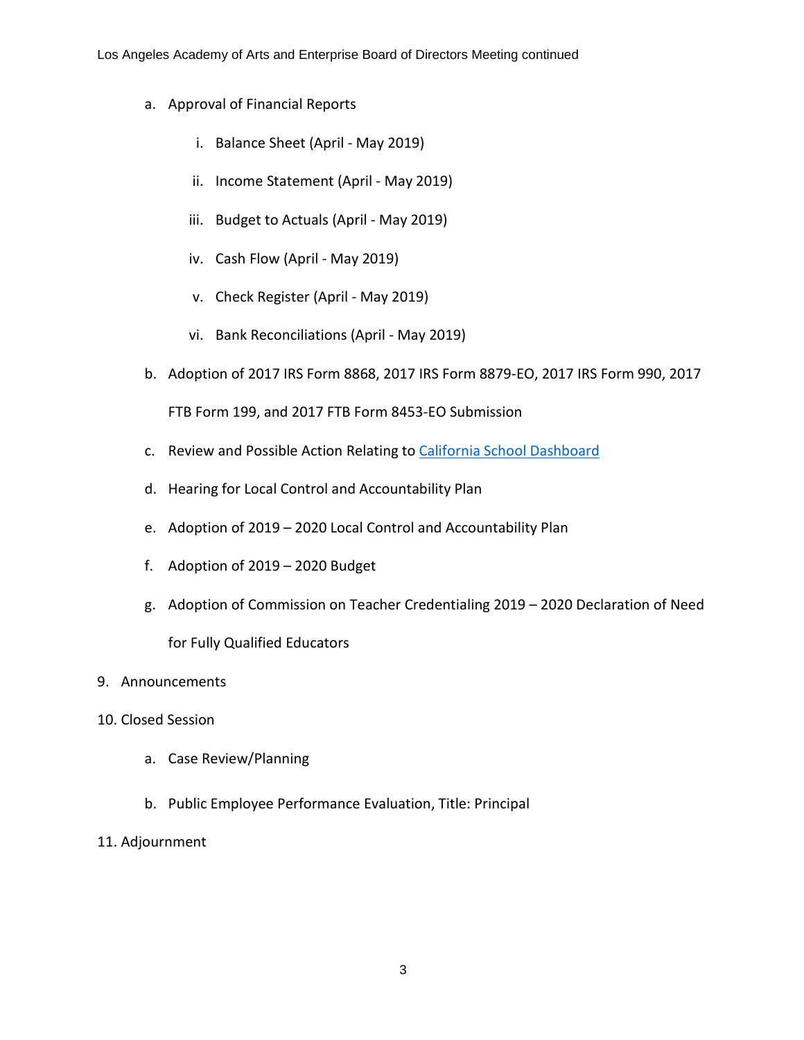a. Approval of Financial Reports

   i. Balance Sheet (April - May 2019)

   ii. Income Statement (April - May 2019)

   iii. Budget to Actuals (April - May 2019)

   iv. Cash Flow (April - May 2019)

   v. Check Register (April - May 2019)

   vi. Bank Reconciliations (April - May 2019)

b. Adoption of 2017 IRS Form 8868, 2017 IRS Form 8879-EO, 2017 IRS Form 990, 2017 FTB Form 199, and 2017 FTB Form 8453-EO Submission

c. Review and Possible Action Relating to California School Dashboard

d. Hearing for Local Control and Accountability Plan

e. Adoption of 2019 – 2020 Local Control and Accountability Plan

f. Adoption of 2019 – 2020 Budget

g. Adoption of Commission on Teacher Credentialing 2019 – 2020 Declaration of Need for Fully Qualified Educators

9. Announcements

10. Closed Session

   a. Case Review/Planning

   b. Public Employee Performance Evaluation, Title: Principal

11. Adjournment